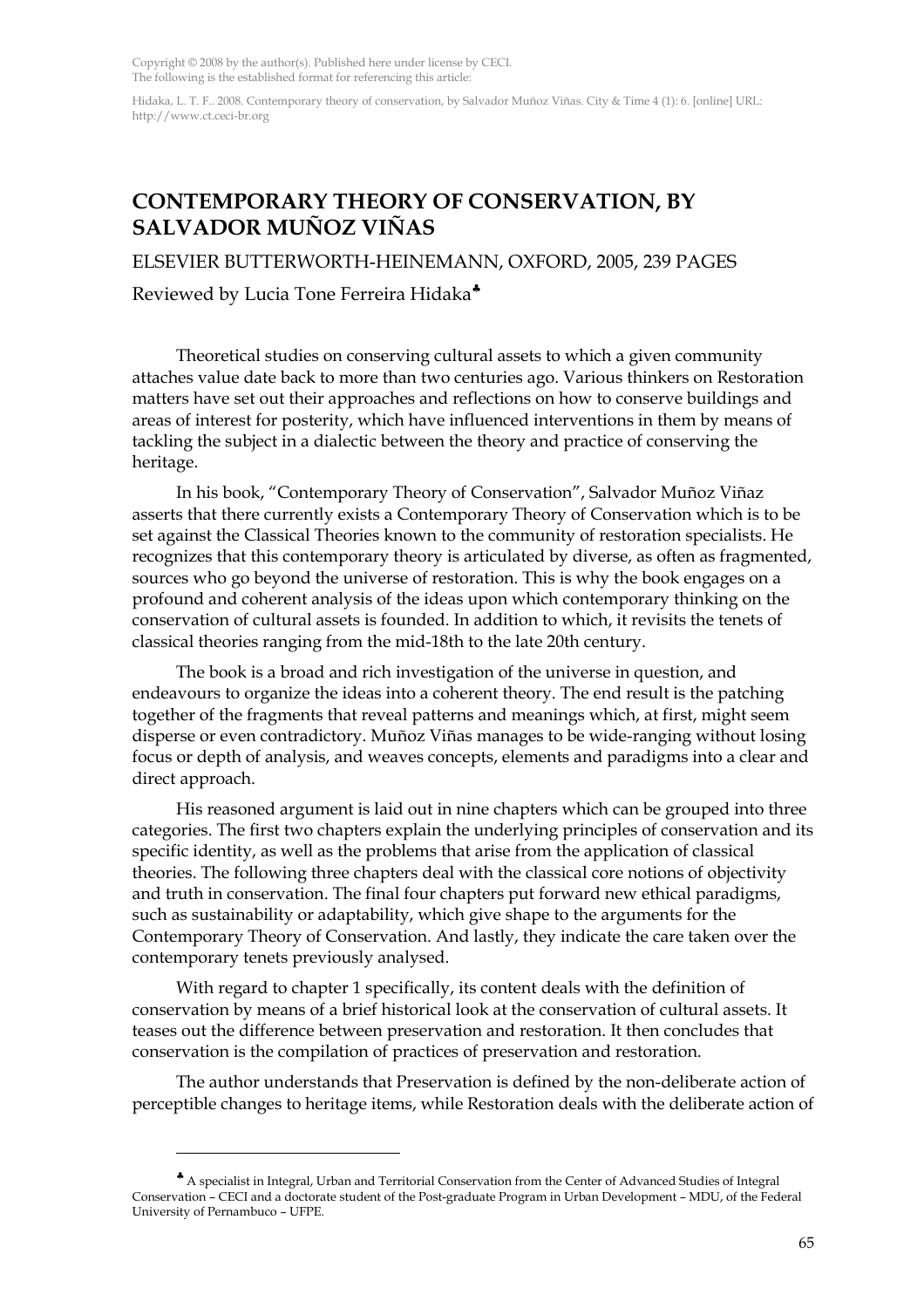Copyright © 2008 by the author(s). Published here under license by CECI.
The following is the established format for referencing this article:

Hidaka, L. T. F.. 2008. Contemporary theory of conservation, by Salvador Muñoz Viñas. City & Time 4 (1): 6. [online] URL: http://www.ct.ceci-br.org

# CONTEMPORARY THEORY OF CONSERVATION, BY SALVADOR MUÑOZ VIÑAS

ELSEVIER BUTTERWORTH-HEINEMANN, OXFORD, 2005, 239 PAGES

Reviewed by Lucia Tone Ferreira Hidaka[♣]

Theoretical studies on conserving cultural assets to which a given community attaches value date back to more than two centuries ago. Various thinkers on Restoration matters have set out their approaches and reflections on how to conserve buildings and areas of interest for posterity, which have influenced interventions in them by means of tackling the subject in a dialectic between the theory and practice of conserving the heritage.

In his book, "Contemporary Theory of Conservation", Salvador Muñoz Viñaz asserts that there currently exists a Contemporary Theory of Conservation which is to be set against the Classical Theories known to the community of restoration specialists. He recognizes that this contemporary theory is articulated by diverse, as often as fragmented, sources who go beyond the universe of restoration. This is why the book engages on a profound and coherent analysis of the ideas upon which contemporary thinking on the conservation of cultural assets is founded. In addition to which, it revisits the tenets of classical theories ranging from the mid-18th to the late 20th century.

The book is a broad and rich investigation of the universe in question, and endeavours to organize the ideas into a coherent theory. The end result is the patching together of the fragments that reveal patterns and meanings which, at first, might seem disperse or even contradictory. Muñoz Viñas manages to be wide-ranging without losing focus or depth of analysis, and weaves concepts, elements and paradigms into a clear and direct approach.

His reasoned argument is laid out in nine chapters which can be grouped into three categories. The first two chapters explain the underlying principles of conservation and its specific identity, as well as the problems that arise from the application of classical theories. The following three chapters deal with the classical core notions of objectivity and truth in conservation. The final four chapters put forward new ethical paradigms, such as sustainability or adaptability, which give shape to the arguments for the Contemporary Theory of Conservation. And lastly, they indicate the care taken over the contemporary tenets previously analysed.

With regard to chapter 1 specifically, its content deals with the definition of conservation by means of a brief historical look at the conservation of cultural assets. It teases out the difference between preservation and restoration. It then concludes that conservation is the compilation of practices of preservation and restoration.

The author understands that Preservation is defined by the non-deliberate action of perceptible changes to heritage items, while Restoration deals with the deliberate action of

[♣] A specialist in Integral, Urban and Territorial Conservation from the Center of Advanced Studies of Integral Conservation – CECI and a doctorate student of the Post-graduate Program in Urban Development – MDU, of the Federal University of Pernambuco – UFPE.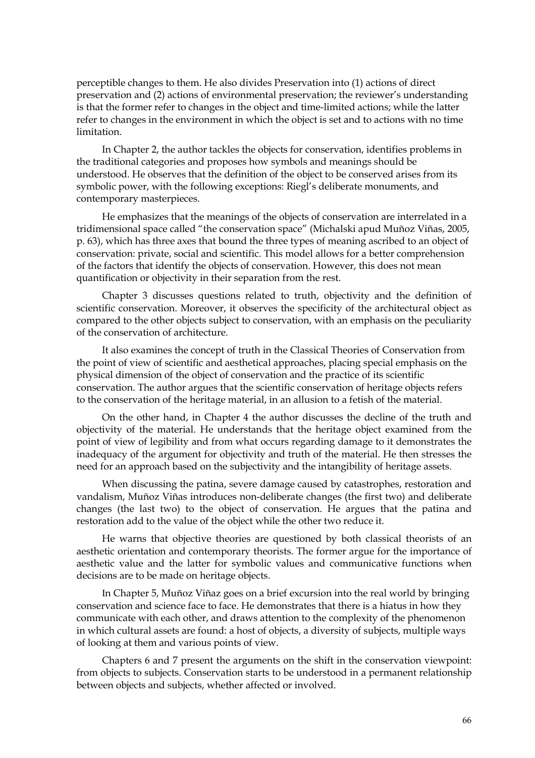perceptible changes to them. He also divides Preservation into (1) actions of direct preservation and (2) actions of environmental preservation; the reviewer's understanding is that the former refer to changes in the object and time-limited actions; while the latter refer to changes in the environment in which the object is set and to actions with no time limitation.

In Chapter 2, the author tackles the objects for conservation, identifies problems in the traditional categories and proposes how symbols and meanings should be understood. He observes that the definition of the object to be conserved arises from its symbolic power, with the following exceptions: Riegl's deliberate monuments, and contemporary masterpieces.

He emphasizes that the meanings of the objects of conservation are interrelated in a tridimensional space called "the conservation space" (Michalski apud Muñoz Viñas, 2005, p. 63), which has three axes that bound the three types of meaning ascribed to an object of conservation: private, social and scientific. This model allows for a better comprehension of the factors that identify the objects of conservation. However, this does not mean quantification or objectivity in their separation from the rest.

Chapter 3 discusses questions related to truth, objectivity and the definition of scientific conservation. Moreover, it observes the specificity of the architectural object as compared to the other objects subject to conservation, with an emphasis on the peculiarity of the conservation of architecture.

It also examines the concept of truth in the Classical Theories of Conservation from the point of view of scientific and aesthetical approaches, placing special emphasis on the physical dimension of the object of conservation and the practice of its scientific conservation. The author argues that the scientific conservation of heritage objects refers to the conservation of the heritage material, in an allusion to a fetish of the material.

On the other hand, in Chapter 4 the author discusses the decline of the truth and objectivity of the material. He understands that the heritage object examined from the point of view of legibility and from what occurs regarding damage to it demonstrates the inadequacy of the argument for objectivity and truth of the material. He then stresses the need for an approach based on the subjectivity and the intangibility of heritage assets.

When discussing the patina, severe damage caused by catastrophes, restoration and vandalism, Muñoz Viñas introduces non-deliberate changes (the first two) and deliberate changes (the last two) to the object of conservation. He argues that the patina and restoration add to the value of the object while the other two reduce it.

He warns that objective theories are questioned by both classical theorists of an aesthetic orientation and contemporary theorists. The former argue for the importance of aesthetic value and the latter for symbolic values and communicative functions when decisions are to be made on heritage objects.

In Chapter 5, Muñoz Viñaz goes on a brief excursion into the real world by bringing conservation and science face to face. He demonstrates that there is a hiatus in how they communicate with each other, and draws attention to the complexity of the phenomenon in which cultural assets are found: a host of objects, a diversity of subjects, multiple ways of looking at them and various points of view.

Chapters 6 and 7 present the arguments on the shift in the conservation viewpoint: from objects to subjects. Conservation starts to be understood in a permanent relationship between objects and subjects, whether affected or involved.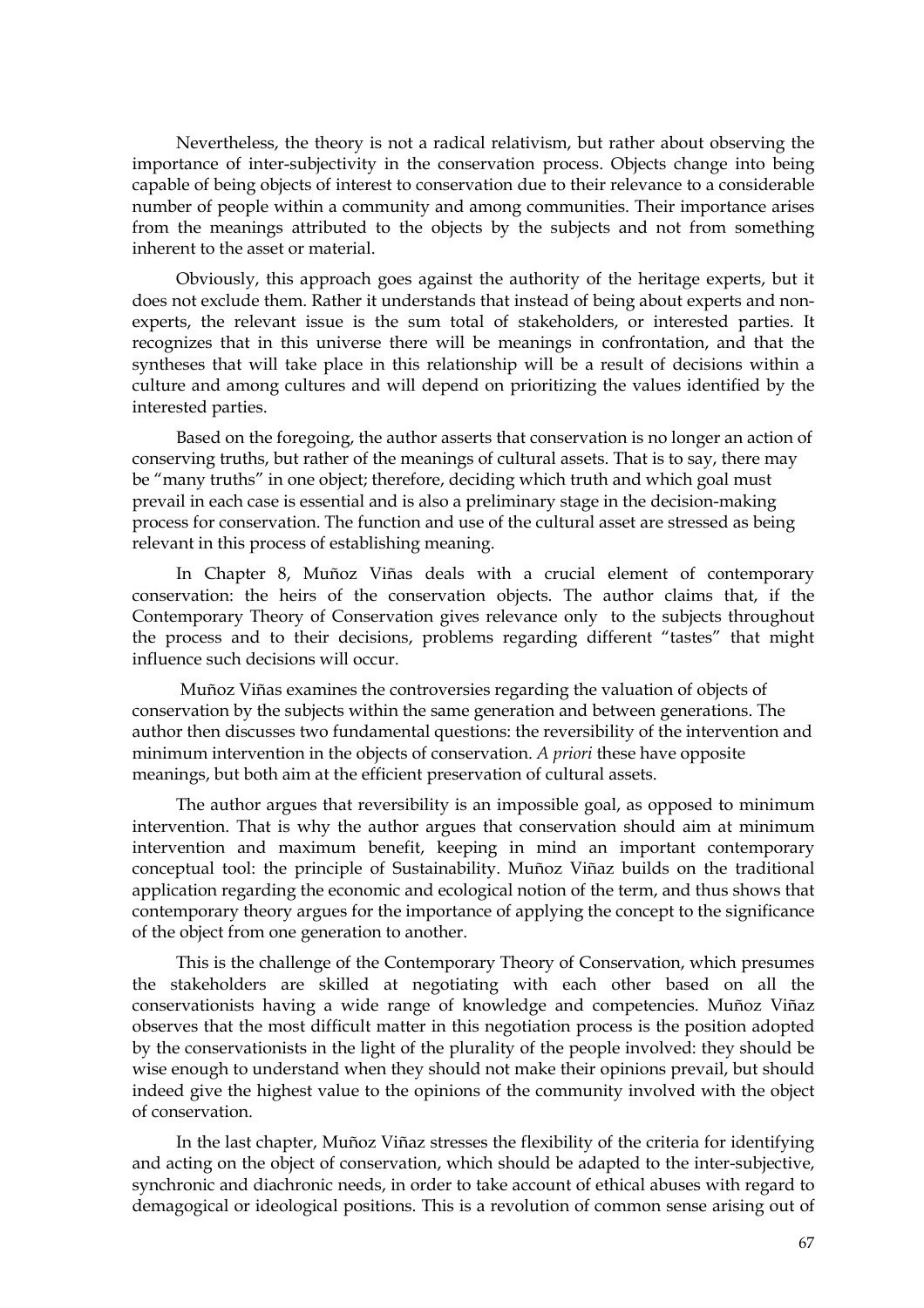Nevertheless, the theory is not a radical relativism, but rather about observing the importance of inter-subjectivity in the conservation process. Objects change into being capable of being objects of interest to conservation due to their relevance to a considerable number of people within a community and among communities. Their importance arises from the meanings attributed to the objects by the subjects and not from something inherent to the asset or material.

Obviously, this approach goes against the authority of the heritage experts, but it does not exclude them. Rather it understands that instead of being about experts and non-experts, the relevant issue is the sum total of stakeholders, or interested parties. It recognizes that in this universe there will be meanings in confrontation, and that the syntheses that will take place in this relationship will be a result of decisions within a culture and among cultures and will depend on prioritizing the values identified by the interested parties.

Based on the foregoing, the author asserts that conservation is no longer an action of conserving truths, but rather of the meanings of cultural assets. That is to say, there may be "many truths" in one object; therefore, deciding which truth and which goal must prevail in each case is essential and is also a preliminary stage in the decision-making process for conservation. The function and use of the cultural asset are stressed as being relevant in this process of establishing meaning.

In Chapter 8, Muñoz Viñas deals with a crucial element of contemporary conservation: the heirs of the conservation objects. The author claims that, if the Contemporary Theory of Conservation gives relevance only to the subjects throughout the process and to their decisions, problems regarding different "tastes" that might influence such decisions will occur.

Muñoz Viñas examines the controversies regarding the valuation of objects of conservation by the subjects within the same generation and between generations. The author then discusses two fundamental questions: the reversibility of the intervention and minimum intervention in the objects of conservation. *A priori* these have opposite meanings, but both aim at the efficient preservation of cultural assets.

The author argues that reversibility is an impossible goal, as opposed to minimum intervention. That is why the author argues that conservation should aim at minimum intervention and maximum benefit, keeping in mind an important contemporary conceptual tool: the principle of Sustainability. Muñoz Viñaz builds on the traditional application regarding the economic and ecological notion of the term, and thus shows that contemporary theory argues for the importance of applying the concept to the significance of the object from one generation to another.

This is the challenge of the Contemporary Theory of Conservation, which presumes the stakeholders are skilled at negotiating with each other based on all the conservationists having a wide range of knowledge and competencies. Muñoz Viñaz observes that the most difficult matter in this negotiation process is the position adopted by the conservationists in the light of the plurality of the people involved: they should be wise enough to understand when they should not make their opinions prevail, but should indeed give the highest value to the opinions of the community involved with the object of conservation.

In the last chapter, Muñoz Viñaz stresses the flexibility of the criteria for identifying and acting on the object of conservation, which should be adapted to the inter-subjective, synchronic and diachronic needs, in order to take account of ethical abuses with regard to demagogical or ideological positions. This is a revolution of common sense arising out of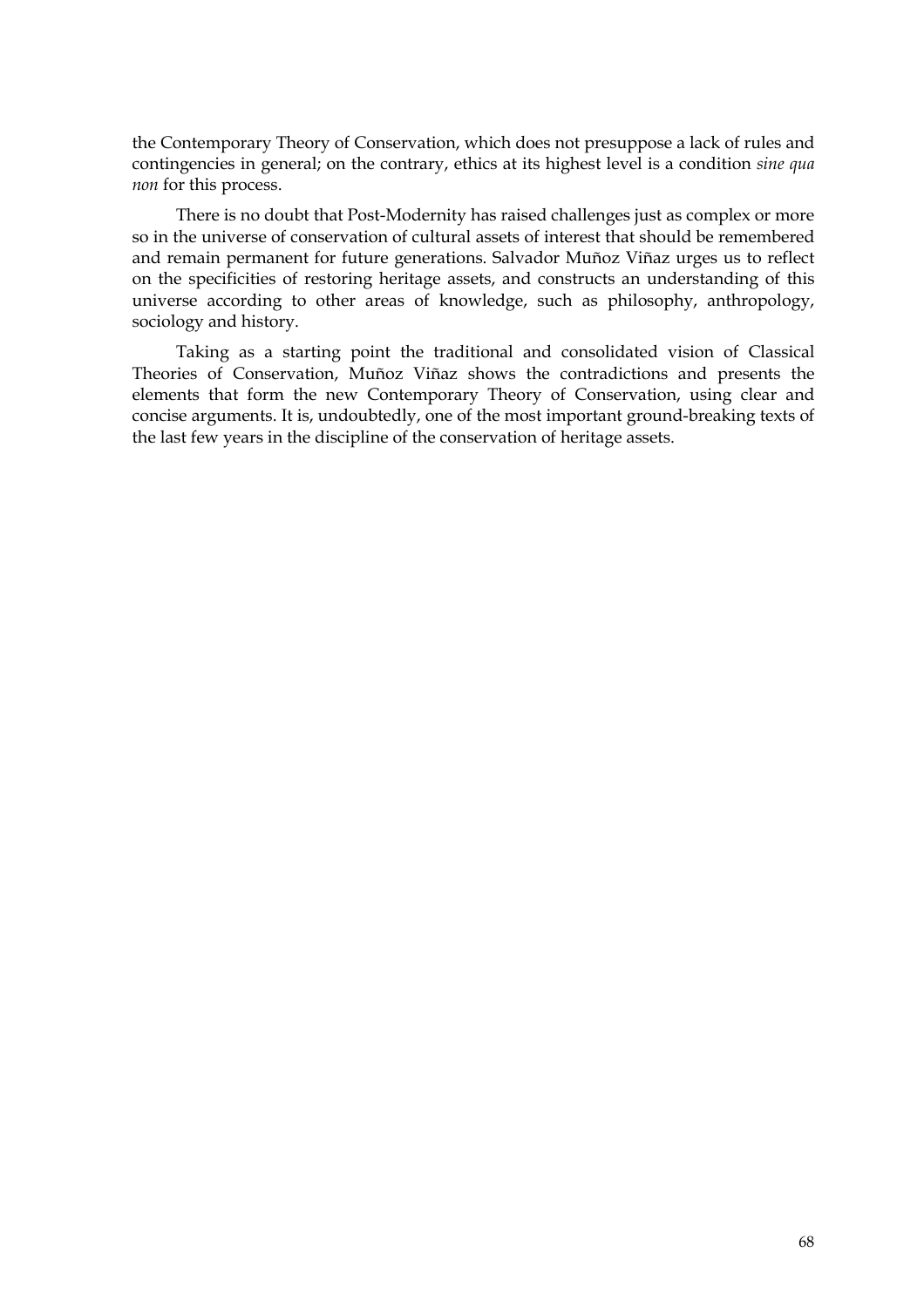the Contemporary Theory of Conservation, which does not presuppose a lack of rules and contingencies in general; on the contrary, ethics at its highest level is a condition *sine qua non* for this process.

There is no doubt that Post-Modernity has raised challenges just as complex or more so in the universe of conservation of cultural assets of interest that should be remembered and remain permanent for future generations. Salvador Muñoz Viñaz urges us to reflect on the specificities of restoring heritage assets, and constructs an understanding of this universe according to other areas of knowledge, such as philosophy, anthropology, sociology and history.

Taking as a starting point the traditional and consolidated vision of Classical Theories of Conservation, Muñoz Viñaz shows the contradictions and presents the elements that form the new Contemporary Theory of Conservation, using clear and concise arguments. It is, undoubtedly, one of the most important ground-breaking texts of the last few years in the discipline of the conservation of heritage assets.